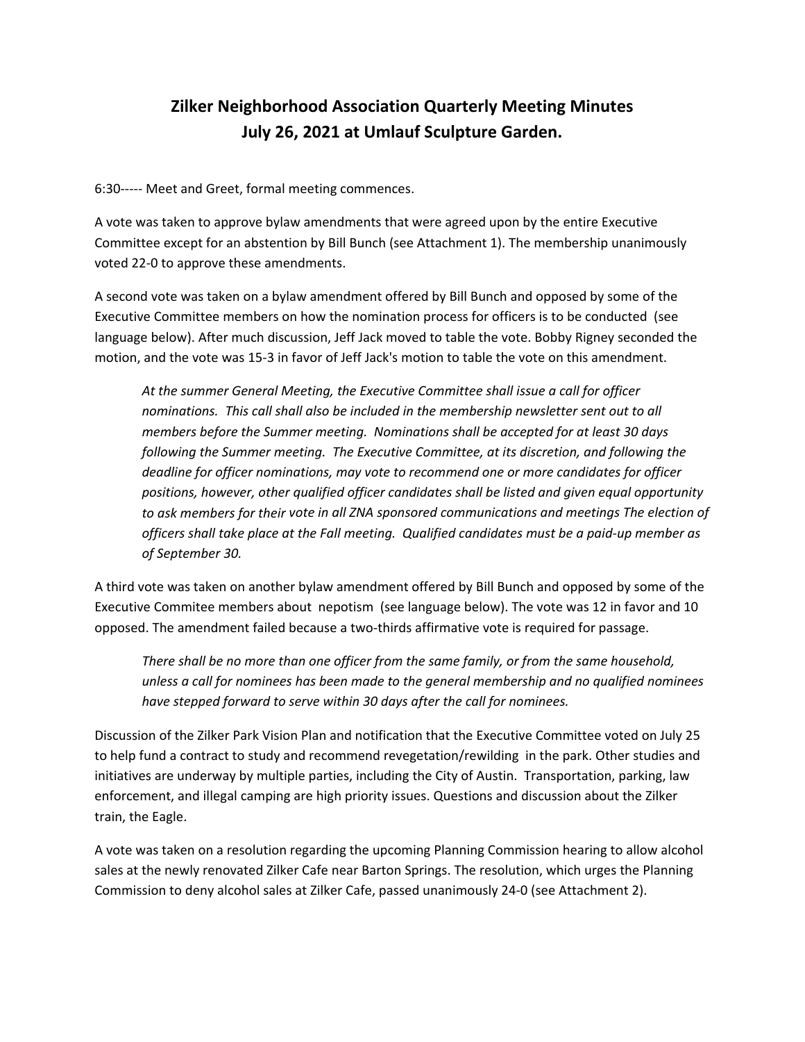# Zilker Neighborhood Association Quarterly Meeting Minutes
# July 26, 2021 at Umlauf Sculpture Garden.

6:30----- Meet and Greet, formal meeting commences.

A vote was taken to approve bylaw amendments that were agreed upon by the entire Executive Committee except for an abstention by Bill Bunch (see Attachment 1). The membership unanimously voted 22-0 to approve these amendments.

A second vote was taken on a bylaw amendment offered by Bill Bunch and opposed by some of the Executive Committee members on how the nomination process for officers is to be conducted (see language below). After much discussion, Jeff Jack moved to table the vote. Bobby Rigney seconded the motion, and the vote was 15-3 in favor of Jeff Jack's motion to table the vote on this amendment.

> *At the summer General Meeting, the Executive Committee shall issue a call for officer nominations. This call shall also be included in the membership newsletter sent out to all members before the Summer meeting. Nominations shall be accepted for at least 30 days following the Summer meeting. The Executive Committee, at its discretion, and following the deadline for officer nominations, may vote to recommend one or more candidates for officer positions, however, other qualified officer candidates shall be listed and given equal opportunity to ask members for their vote in all ZNA sponsored communications and meetings The election of officers shall take place at the Fall meeting. Qualified candidates must be a paid-up member as of September 30.*

A third vote was taken on another bylaw amendment offered by Bill Bunch and opposed by some of the Executive Commitee members about nepotism (see language below). The vote was 12 in favor and 10 opposed. The amendment failed because a two-thirds affirmative vote is required for passage.

> *There shall be no more than one officer from the same family, or from the same household, unless a call for nominees has been made to the general membership and no qualified nominees have stepped forward to serve within 30 days after the call for nominees.*

Discussion of the Zilker Park Vision Plan and notification that the Executive Committee voted on July 25 to help fund a contract to study and recommend revegetation/rewilding in the park. Other studies and initiatives are underway by multiple parties, including the City of Austin. Transportation, parking, law enforcement, and illegal camping are high priority issues. Questions and discussion about the Zilker train, the Eagle.

A vote was taken on a resolution regarding the upcoming Planning Commission hearing to allow alcohol sales at the newly renovated Zilker Cafe near Barton Springs. The resolution, which urges the Planning Commission to deny alcohol sales at Zilker Cafe, passed unanimously 24-0 (see Attachment 2).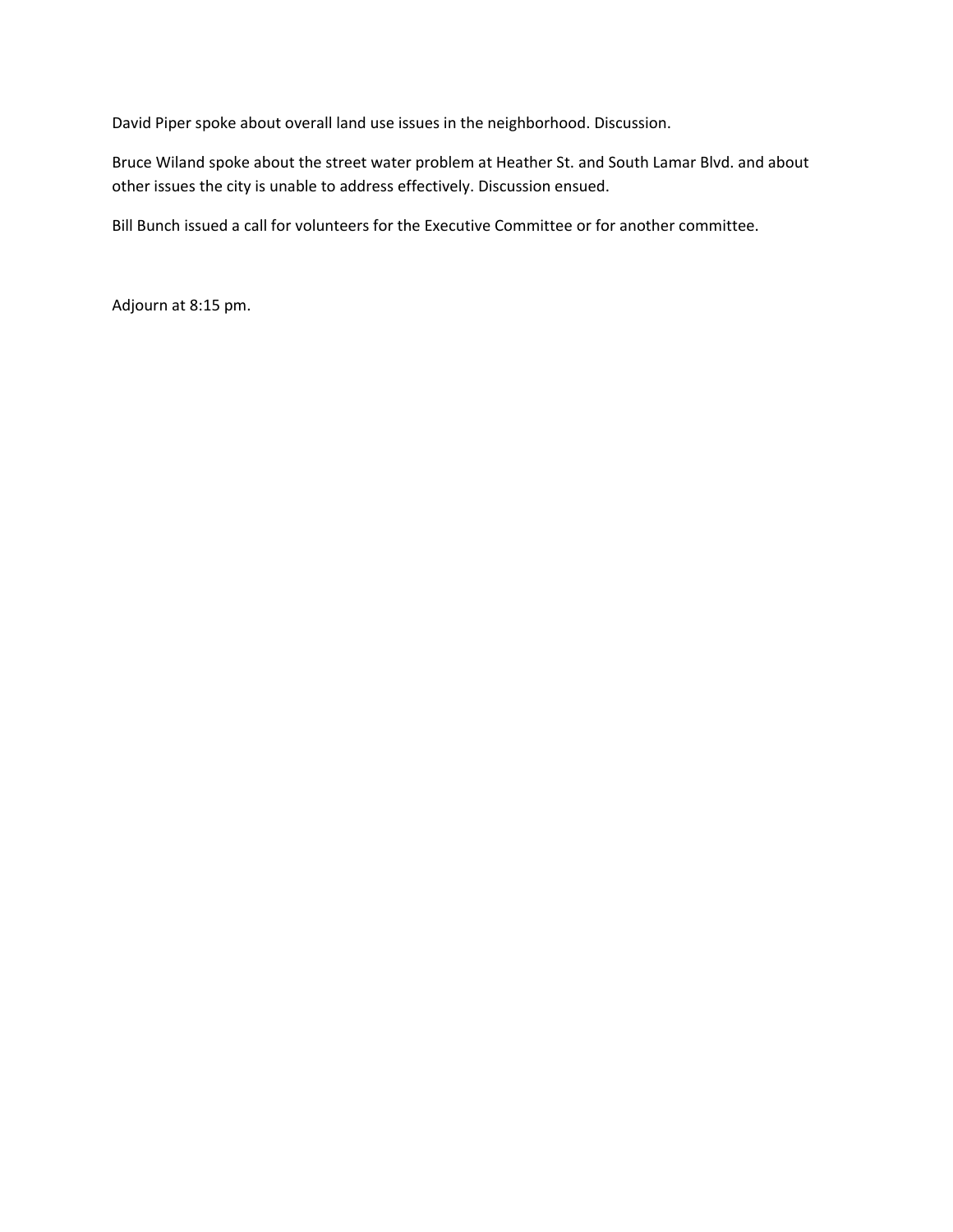David Piper spoke about overall land use issues in the neighborhood. Discussion.

Bruce Wiland spoke about the street water problem at Heather St. and South Lamar Blvd. and about other issues the city is unable to address effectively. Discussion ensued.

Bill Bunch issued a call for volunteers for the Executive Committee or for another committee.

Adjourn at 8:15 pm.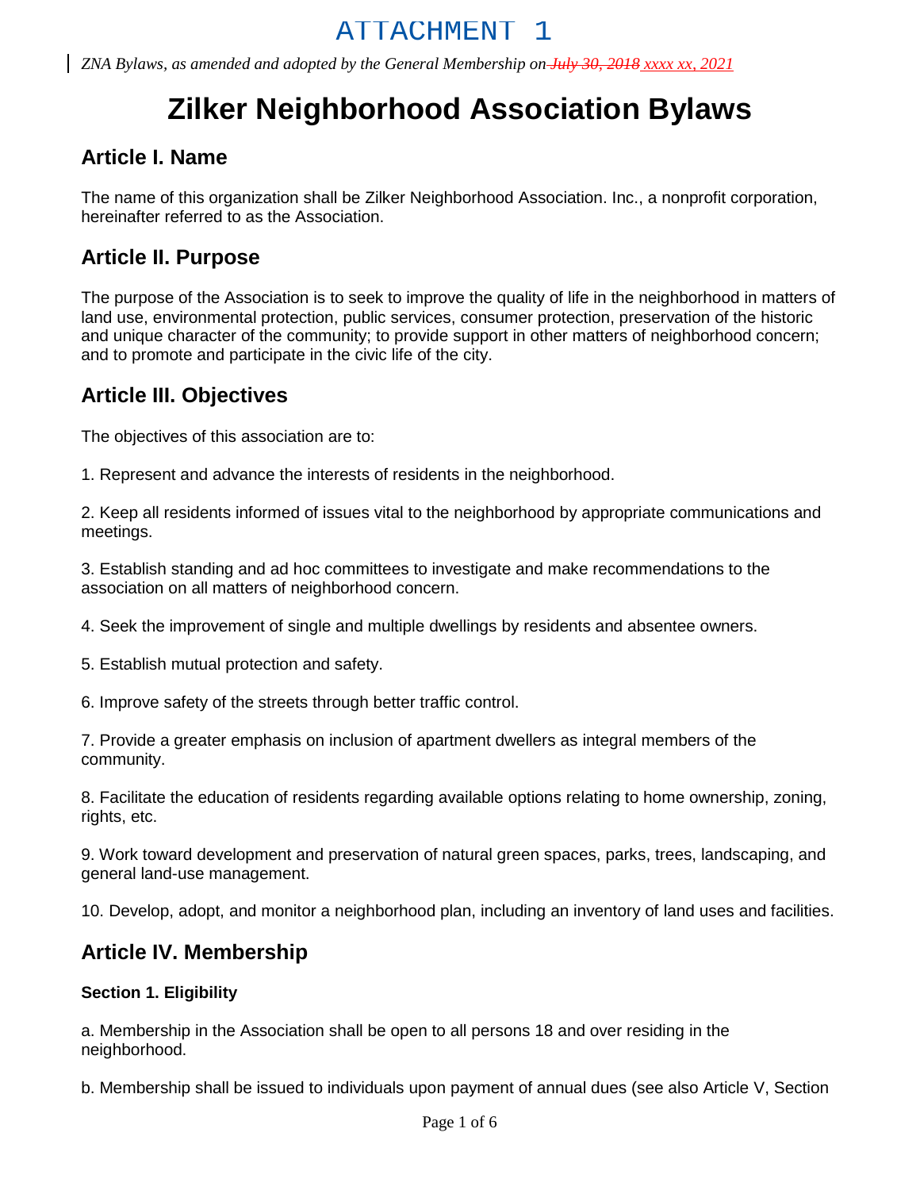# ATTACHMENT 1

*ZNA Bylaws, as amended and adopted by the General Membership on ~~July 30, 2018~~ xxxx xx, 2021*

# Zilker Neighborhood Association Bylaws

## Article I. Name

The name of this organization shall be Zilker Neighborhood Association. Inc., a nonprofit corporation, hereinafter referred to as the Association.

## Article II. Purpose

The purpose of the Association is to seek to improve the quality of life in the neighborhood in matters of land use, environmental protection, public services, consumer protection, preservation of the historic and unique character of the community; to provide support in other matters of neighborhood concern; and to promote and participate in the civic life of the city.

## Article III. Objectives

The objectives of this association are to:

1. Represent and advance the interests of residents in the neighborhood.

2. Keep all residents informed of issues vital to the neighborhood by appropriate communications and meetings.

3. Establish standing and ad hoc committees to investigate and make recommendations to the association on all matters of neighborhood concern.

4. Seek the improvement of single and multiple dwellings by residents and absentee owners.

5. Establish mutual protection and safety.

6. Improve safety of the streets through better traffic control.

7. Provide a greater emphasis on inclusion of apartment dwellers as integral members of the community.

8. Facilitate the education of residents regarding available options relating to home ownership, zoning, rights, etc.

9. Work toward development and preservation of natural green spaces, parks, trees, landscaping, and general land-use management.

10. Develop, adopt, and monitor a neighborhood plan, including an inventory of land uses and facilities.

## Article IV. Membership

### Section 1. Eligibility

a. Membership in the Association shall be open to all persons 18 and over residing in the neighborhood.

b. Membership shall be issued to individuals upon payment of annual dues (see also Article V, Section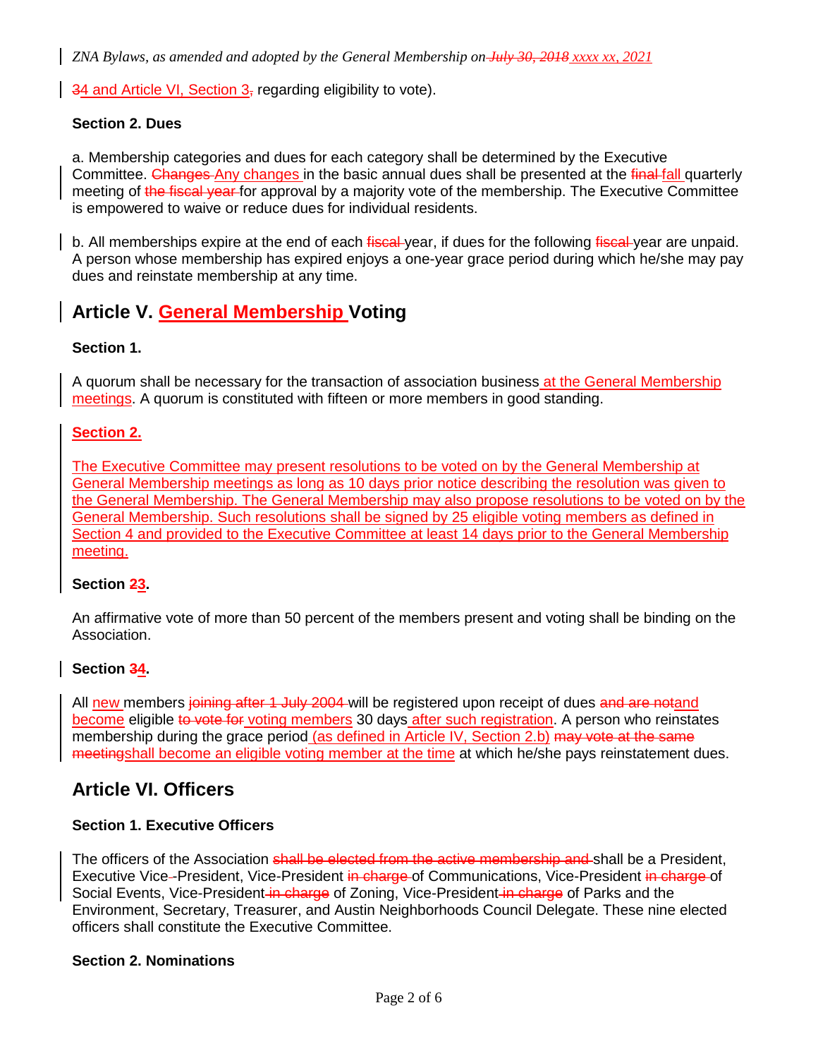~~3~~4 and Article VI, Section 3~~,~~ regarding eligibility to vote).

### Section 2. Dues

a. Membership categories and dues for each category shall be determined by the Executive Committee. ~~Changes~~ Any changes in the basic annual dues shall be presented at the ~~final~~ fall quarterly meeting of ~~the fiscal year~~ for approval by a majority vote of the membership. The Executive Committee is empowered to waive or reduce dues for individual residents.

b. All memberships expire at the end of each ~~fiscal~~ year, if dues for the following ~~fiscal~~ year are unpaid. A person whose membership has expired enjoys a one-year grace period during which he/she may pay dues and reinstate membership at any time.

## Article V. General Membership Voting

### Section 1.

A quorum shall be necessary for the transaction of association business at the General Membership meetings. A quorum is constituted with fifteen or more members in good standing.

### Section 2.

The Executive Committee may present resolutions to be voted on by the General Membership at General Membership meetings as long as 10 days prior notice describing the resolution was given to the General Membership. The General Membership may also propose resolutions to be voted on by the General Membership. Such resolutions shall be signed by 25 eligible voting members as defined in Section 4 and provided to the Executive Committee at least 14 days prior to the General Membership meeting.

### Section ~~2~~3.

An affirmative vote of more than 50 percent of the members present and voting shall be binding on the Association.

### Section ~~3~~4.

All new members ~~joining after 1 July 2004~~ will be registered upon receipt of dues ~~and are not~~and become eligible ~~to vote for~~ voting members 30 days after such registration. A person who reinstates membership during the grace period (as defined in Article IV, Section 2.b) ~~may vote at the same meeting~~shall become an eligible voting member at the time at which he/she pays reinstatement dues.

## Article VI. Officers

### Section 1. Executive Officers

The officers of the Association ~~shall be elected from the active membership and~~ shall be a President, Executive Vice~~-~~-President, Vice-President ~~in charge~~ of Communications, Vice-President ~~in charge~~ of Social Events, Vice-President ~~in charge~~ of Zoning, Vice-President ~~in charge~~ of Parks and the Environment, Secretary, Treasurer, and Austin Neighborhoods Council Delegate. These nine elected officers shall constitute the Executive Committee.

### Section 2. Nominations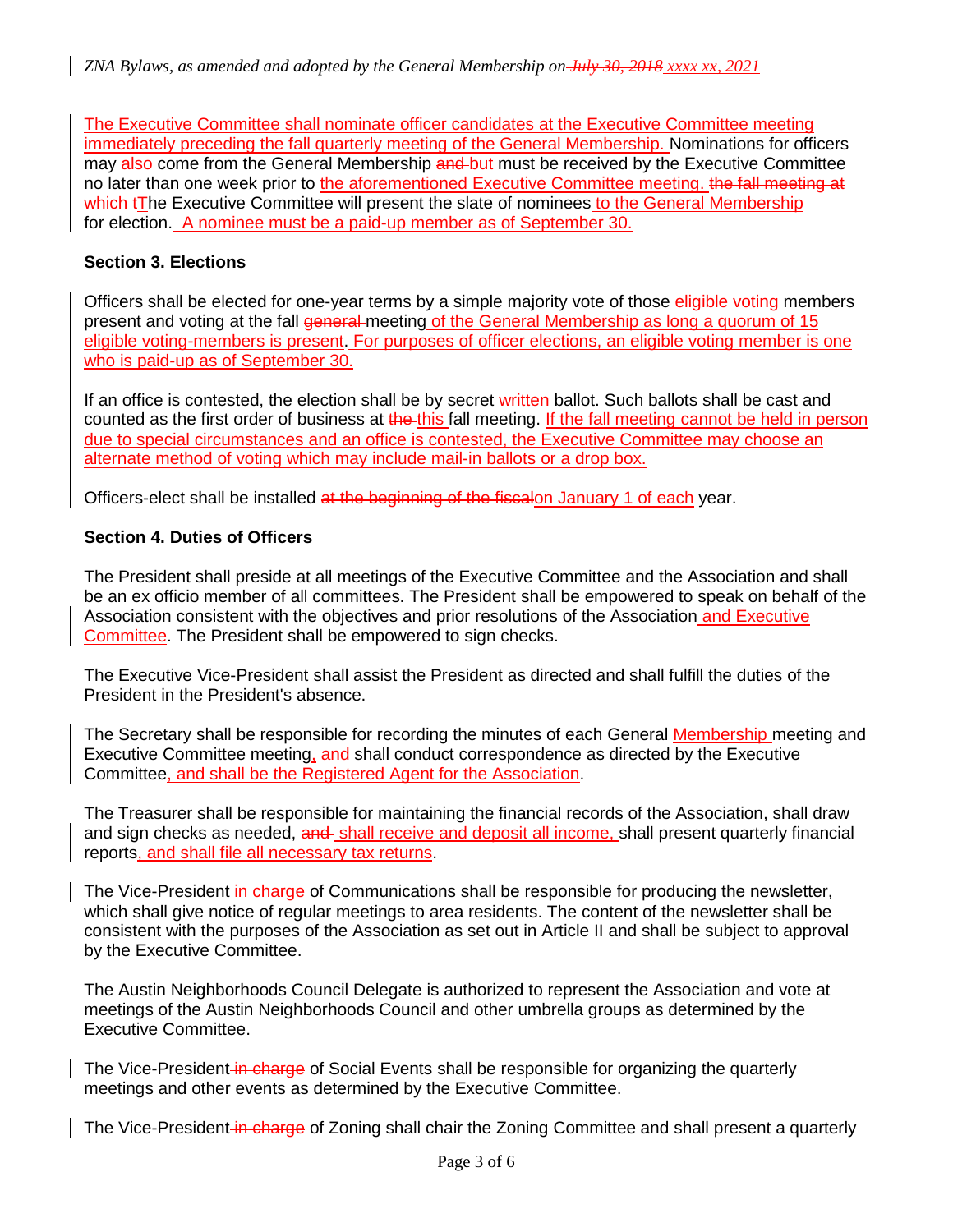The Executive Committee shall nominate officer candidates at the Executive Committee meeting immediately preceding the fall quarterly meeting of the General Membership. Nominations for officers may also come from the General Membership ~~and~~ but must be received by the Executive Committee no later than one week prior to the aforementioned Executive Committee meeting. ~~the fall meeting at which t~~The Executive Committee will present the slate of nominees to the General Membership for election. A nominee must be a paid-up member as of September 30.

### Section 3. Elections

Officers shall be elected for one-year terms by a simple majority vote of those eligible voting members present and voting at the fall ~~general~~ meeting of the General Membership as long a quorum of 15 eligible voting-members is present. For purposes of officer elections, an eligible voting member is one who is paid-up as of September 30.

If an office is contested, the election shall be by secret ~~written~~ ballot. Such ballots shall be cast and counted as the first order of business at ~~the~~ this fall meeting. If the fall meeting cannot be held in person due to special circumstances and an office is contested, the Executive Committee may choose an alternate method of voting which may include mail-in ballots or a drop box.

Officers-elect shall be installed ~~at the beginning of the fiscal~~on January 1 of each year.

### Section 4. Duties of Officers

The President shall preside at all meetings of the Executive Committee and the Association and shall be an ex officio member of all committees. The President shall be empowered to speak on behalf of the Association consistent with the objectives and prior resolutions of the Association and Executive Committee. The President shall be empowered to sign checks.

The Executive Vice-President shall assist the President as directed and shall fulfill the duties of the President in the President's absence.

The Secretary shall be responsible for recording the minutes of each General Membership meeting and Executive Committee meeting, ~~and~~ shall conduct correspondence as directed by the Executive Committee, and shall be the Registered Agent for the Association.

The Treasurer shall be responsible for maintaining the financial records of the Association, shall draw and sign checks as needed, ~~and~~ shall receive and deposit all income, shall present quarterly financial reports, and shall file all necessary tax returns.

The Vice-President ~~in charge~~ of Communications shall be responsible for producing the newsletter, which shall give notice of regular meetings to area residents. The content of the newsletter shall be consistent with the purposes of the Association as set out in Article II and shall be subject to approval by the Executive Committee.

The Austin Neighborhoods Council Delegate is authorized to represent the Association and vote at meetings of the Austin Neighborhoods Council and other umbrella groups as determined by the Executive Committee.

The Vice-President ~~in charge~~ of Social Events shall be responsible for organizing the quarterly meetings and other events as determined by the Executive Committee.

The Vice-President ~~in charge~~ of Zoning shall chair the Zoning Committee and shall present a quarterly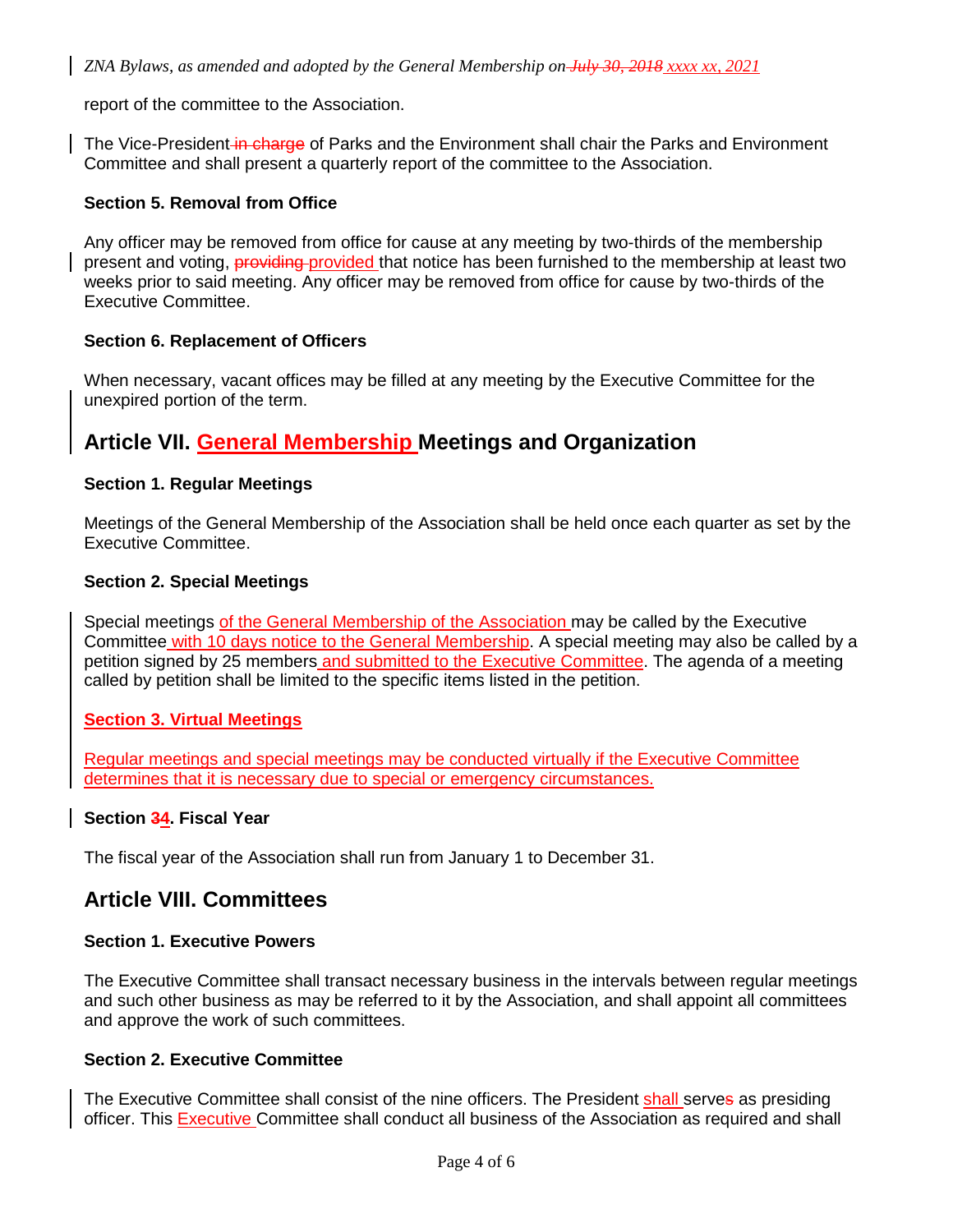report of the committee to the Association.

The Vice-President in charge of Parks and the Environment shall chair the Parks and Environment Committee and shall present a quarterly report of the committee to the Association.

### Section 5. Removal from Office

Any officer may be removed from office for cause at any meeting by two-thirds of the membership present and voting, providing provided that notice has been furnished to the membership at least two weeks prior to said meeting. Any officer may be removed from office for cause by two-thirds of the Executive Committee.

### Section 6. Replacement of Officers

When necessary, vacant offices may be filled at any meeting by the Executive Committee for the unexpired portion of the term.

## Article VII. General Membership Meetings and Organization

### Section 1. Regular Meetings

Meetings of the General Membership of the Association shall be held once each quarter as set by the Executive Committee.

### Section 2. Special Meetings

Special meetings of the General Membership of the Association may be called by the Executive Committee with 10 days notice to the General Membership. A special meeting may also be called by a petition signed by 25 members and submitted to the Executive Committee. The agenda of a meeting called by petition shall be limited to the specific items listed in the petition.

### Section 3. Virtual Meetings

Regular meetings and special meetings may be conducted virtually if the Executive Committee determines that it is necessary due to special or emergency circumstances.

### Section 34. Fiscal Year

The fiscal year of the Association shall run from January 1 to December 31.

## Article VIII. Committees

### Section 1. Executive Powers

The Executive Committee shall transact necessary business in the intervals between regular meetings and such other business as may be referred to it by the Association, and shall appoint all committees and approve the work of such committees.

### Section 2. Executive Committee

The Executive Committee shall consist of the nine officers. The President shall serves as presiding officer. This Executive Committee shall conduct all business of the Association as required and shall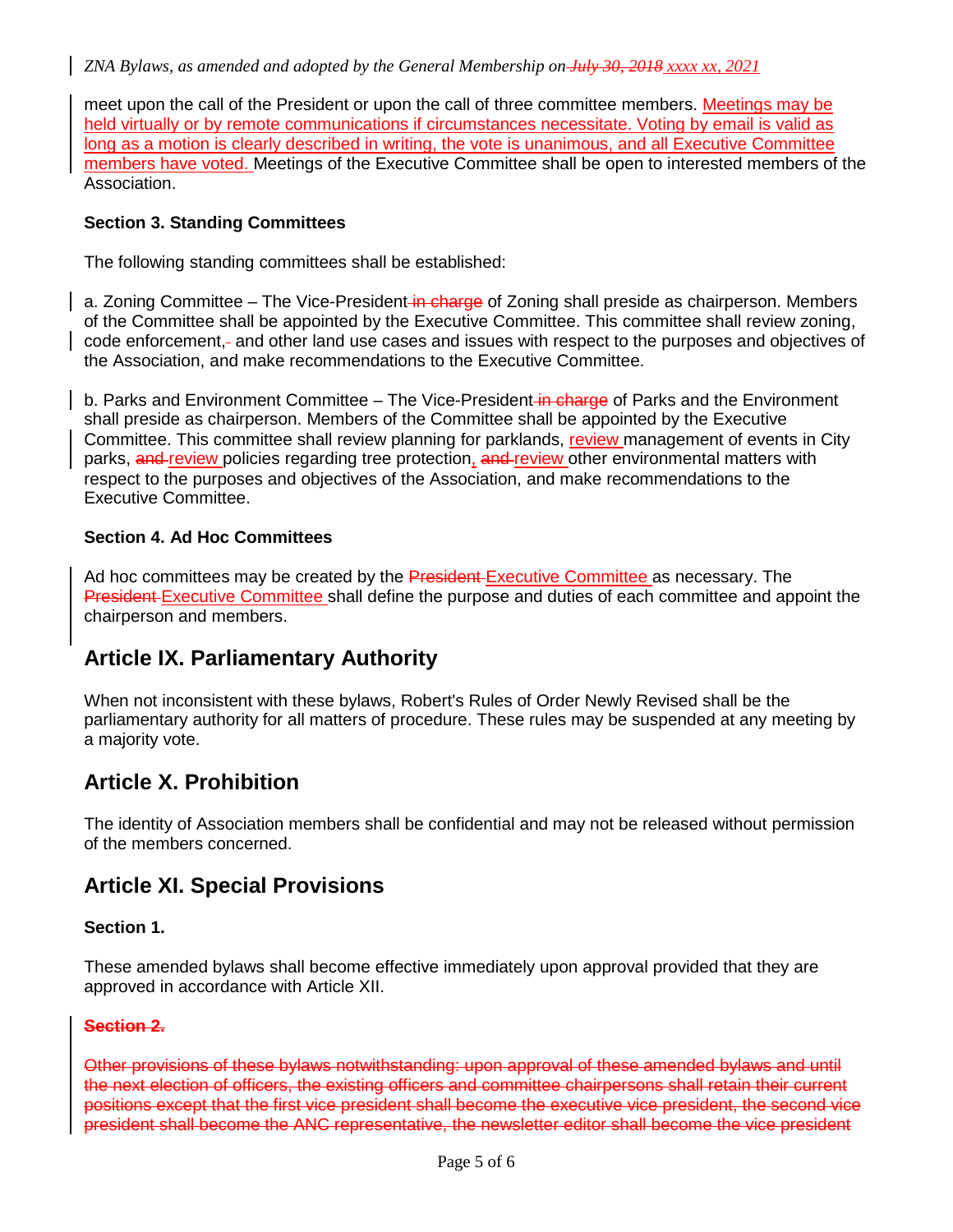meet upon the call of the President or upon the call of three committee members. Meetings may be held virtually or by remote communications if circumstances necessitate. Voting by email is valid as long as a motion is clearly described in writing, the vote is unanimous, and all Executive Committee members have voted. Meetings of the Executive Committee shall be open to interested members of the Association.

**Section 3. Standing Committees**

The following standing committees shall be established:

a. Zoning Committee – The Vice-President ~~in charge~~ of Zoning shall preside as chairperson. Members of the Committee shall be appointed by the Executive Committee. This committee shall review zoning, code enforcement, and other land use cases and issues with respect to the purposes and objectives of the Association, and make recommendations to the Executive Committee.

b. Parks and Environment Committee – The Vice-President ~~in charge~~ of Parks and the Environment shall preside as chairperson. Members of the Committee shall be appointed by the Executive Committee. This committee shall review planning for parklands, review management of events in City parks, ~~and~~ review policies regarding tree protection, ~~and~~ review other environmental matters with respect to the purposes and objectives of the Association, and make recommendations to the Executive Committee.

**Section 4. Ad Hoc Committees**

Ad hoc committees may be created by the ~~President~~ Executive Committee as necessary. The ~~President~~ Executive Committee shall define the purpose and duties of each committee and appoint the chairperson and members.

## Article IX. Parliamentary Authority

When not inconsistent with these bylaws, Robert's Rules of Order Newly Revised shall be the parliamentary authority for all matters of procedure. These rules may be suspended at any meeting by a majority vote.

## Article X. Prohibition

The identity of Association members shall be confidential and may not be released without permission of the members concerned.

## Article XI. Special Provisions

**Section 1.**

These amended bylaws shall become effective immediately upon approval provided that they are approved in accordance with Article XII.

~~**Section 2.**~~

~~Other provisions of these bylaws notwithstanding: upon approval of these amended bylaws and until the next election of officers, the existing officers and committee chairpersons shall retain their current positions except that the first vice president shall become the executive vice president, the second vice president shall become the ANC representative, the newsletter editor shall become the vice president~~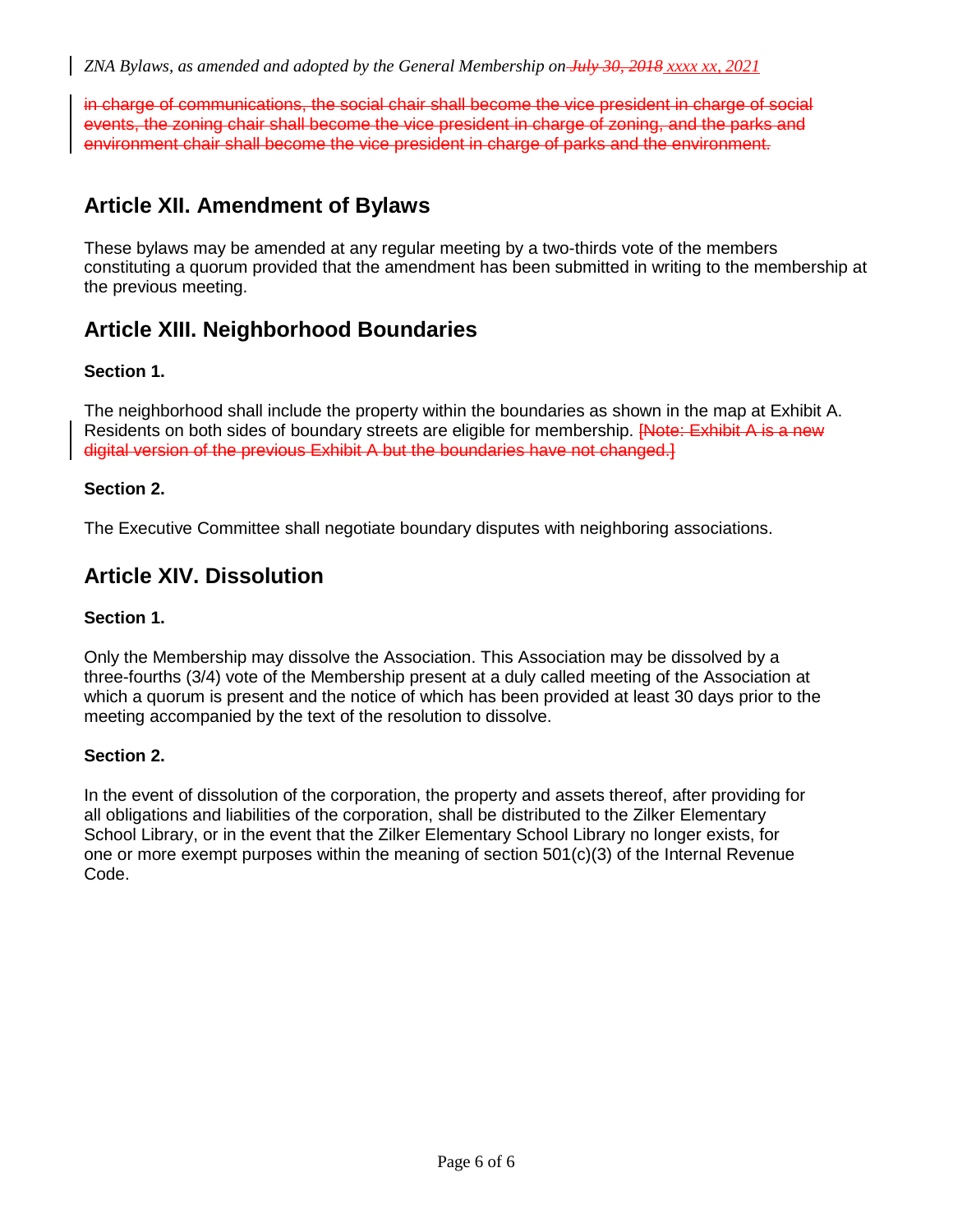in charge of communications, the social chair shall become the vice president in charge of social events, the zoning chair shall become the vice president in charge of zoning, and the parks and environment chair shall become the vice president in charge of parks and the environment.

## Article XII. Amendment of Bylaws

These bylaws may be amended at any regular meeting by a two-thirds vote of the members constituting a quorum provided that the amendment has been submitted in writing to the membership at the previous meeting.

## Article XIII. Neighborhood Boundaries

**Section 1.**

The neighborhood shall include the property within the boundaries as shown in the map at Exhibit A. Residents on both sides of boundary streets are eligible for membership. [Note: Exhibit A is a new digital version of the previous Exhibit A but the boundaries have not changed.]

**Section 2.**

The Executive Committee shall negotiate boundary disputes with neighboring associations.

## Article XIV. Dissolution

**Section 1.**

Only the Membership may dissolve the Association. This Association may be dissolved by a three-fourths (3/4) vote of the Membership present at a duly called meeting of the Association at which a quorum is present and the notice of which has been provided at least 30 days prior to the meeting accompanied by the text of the resolution to dissolve.

**Section 2.**

In the event of dissolution of the corporation, the property and assets thereof, after providing for all obligations and liabilities of the corporation, shall be distributed to the Zilker Elementary School Library, or in the event that the Zilker Elementary School Library no longer exists, for one or more exempt purposes within the meaning of section 501(c)(3) of the Internal Revenue Code.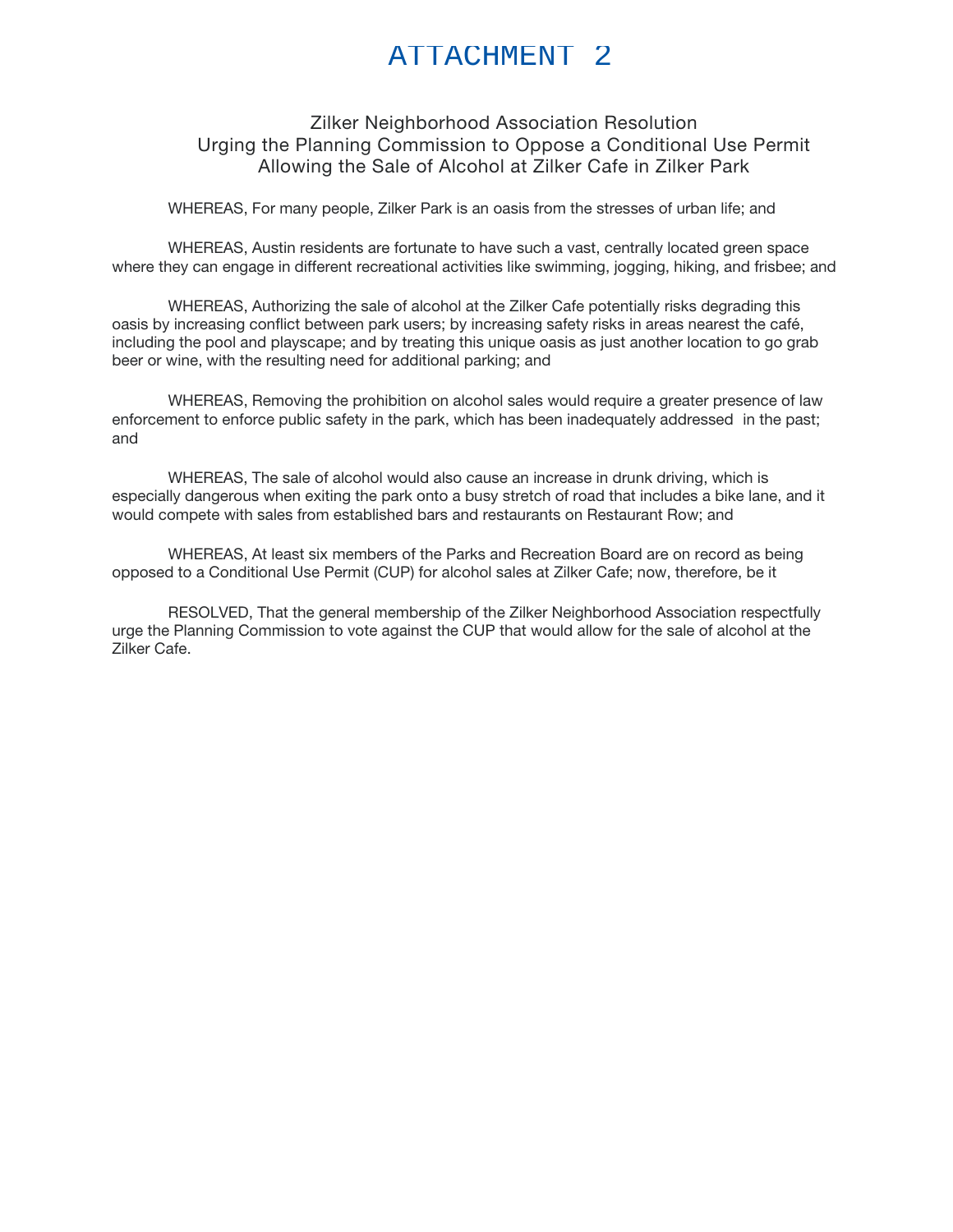# ATTACHMENT 2

## Zilker Neighborhood Association Resolution
## Urging the Planning Commission to Oppose a Conditional Use Permit
## Allowing the Sale of Alcohol at Zilker Cafe in Zilker Park

WHEREAS, For many people, Zilker Park is an oasis from the stresses of urban life; and

WHEREAS, Austin residents are fortunate to have such a vast, centrally located green space where they can engage in different recreational activities like swimming, jogging, hiking, and frisbee; and

WHEREAS, Authorizing the sale of alcohol at the Zilker Cafe potentially risks degrading this oasis by increasing conflict between park users; by increasing safety risks in areas nearest the café, including the pool and playscape; and by treating this unique oasis as just another location to go grab beer or wine, with the resulting need for additional parking; and

WHEREAS, Removing the prohibition on alcohol sales would require a greater presence of law enforcement to enforce public safety in the park, which has been inadequately addressed in the past; and

WHEREAS, The sale of alcohol would also cause an increase in drunk driving, which is especially dangerous when exiting the park onto a busy stretch of road that includes a bike lane, and it would compete with sales from established bars and restaurants on Restaurant Row; and

WHEREAS, At least six members of the Parks and Recreation Board are on record as being opposed to a Conditional Use Permit (CUP) for alcohol sales at Zilker Cafe; now, therefore, be it

RESOLVED, That the general membership of the Zilker Neighborhood Association respectfully urge the Planning Commission to vote against the CUP that would allow for the sale of alcohol at the Zilker Cafe.